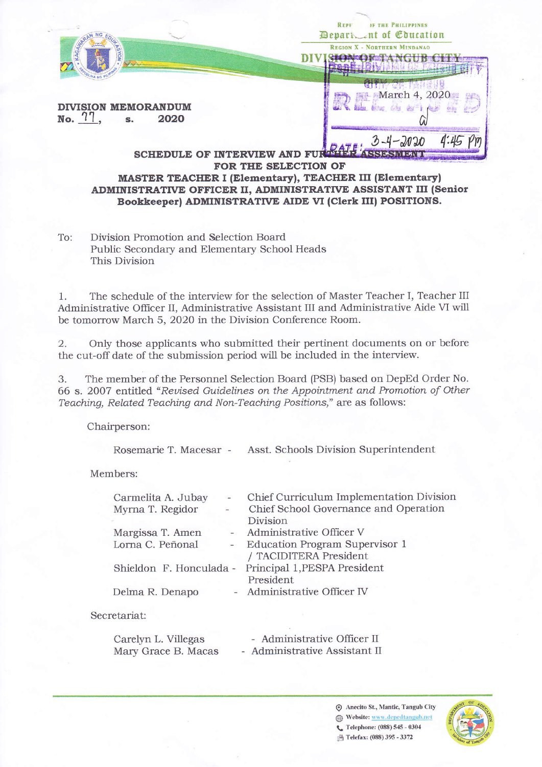Republic of the Philippines
Department of Education
REGION X - NORTHERN MINDANAO
DIVISION OF TANGUB CITY

RELEASED
March 4, 2020
DATE: 3-4-2020 4:45 PM

**DIVISION MEMORANDUM**
**No. 77, s. 2020**

## SCHEDULE OF INTERVIEW AND FURTHER ASSESMENT FOR THE SELECTION OF MASTER TEACHER I (Elementary), TEACHER III (Elementary) ADMINISTRATIVE OFFICER II, ADMINISTRATIVE ASSISTANT III (Senior Bookkeeper) ADMINISTRATIVE AIDE VI (Clerk III) POSITIONS.

To: Division Promotion and Selection Board
Public Secondary and Elementary School Heads
This Division

1. The schedule of the interview for the selection of Master Teacher I, Teacher III Administrative Officer II, Administrative Assistant III and Administrative Aide VI will be tomorrow March 5, 2020 in the Division Conference Room.

2. Only those applicants who submitted their pertinent documents on or before the cut-off date of the submission period will be included in the interview.

3. The member of the Personnel Selection Board (PSB) based on DepEd Order No. 66 s. 2007 entitled *"Revised Guidelines on the Appointment and Promotion of Other Teaching, Related Teaching and Non-Teaching Positions,"* are as follows:

Chairperson:

Rosemarie T. Macesar - Asst. Schools Division Superintendent

Members:

Carmelita A. Jubay - Chief Curriculum Implementation Division
Myrna T. Regidor - Chief School Governance and Operation Division
Margissa T. Amen - Administrative Officer V
Lorna C. Peñonal - Education Program Supervisor 1 / TACIDITERA President
Shieldon F. Honculada - Principal 1,PESPA President President
Delma R. Denapo - Administrative Officer IV

Secretariat:

Carelyn L. Villegas - Administrative Officer II
Mary Grace B. Macas - Administrative Assistant II

Anecito St., Mantic, Tangub City
Website: www.depedtangub.net
Telephone: (088) 545 - 0304
Telefax: (088) 395 - 3372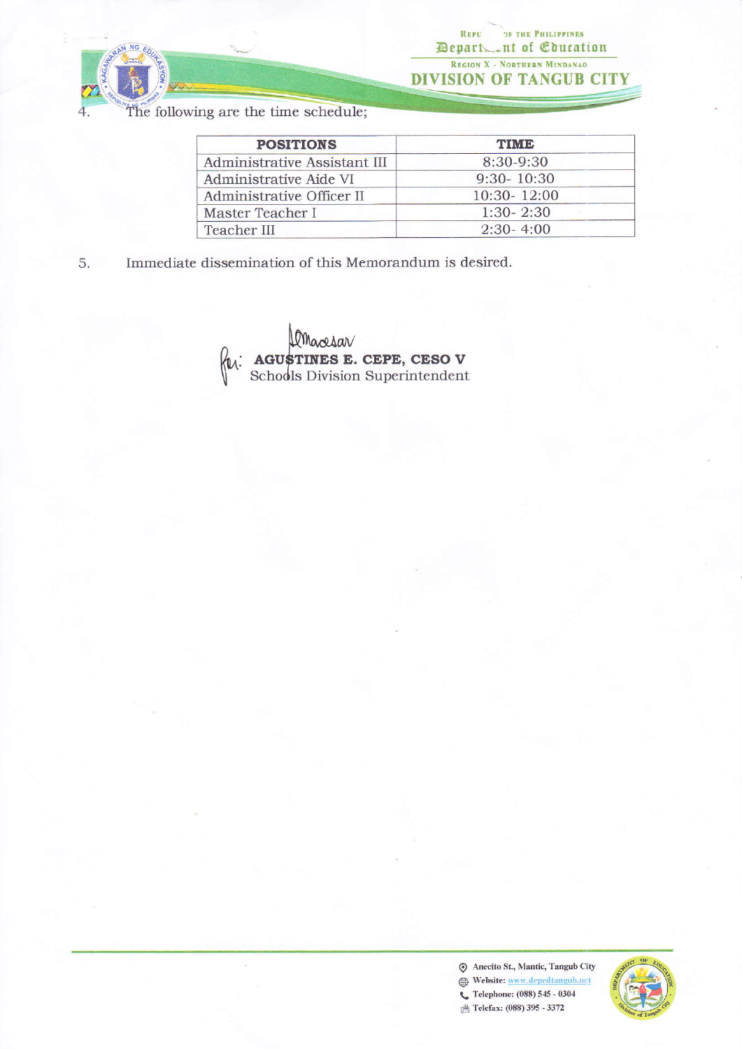4. The following are the time schedule;

| POSITIONS | TIME |
|---|---|
| Administrative Assistant III | 8:30-9:30 |
| Administrative Aide VI | 9:30- 10:30 |
| Administrative Officer II | 10:30- 12:00 |
| Master Teacher I | 1:30- 2:30 |
| Teacher III | 2:30- 4:00 |

5. Immediate dissemination of this Memorandum is desired.

For: **AGUSTINES E. CEPE, CESO V**
Schools Division Superintendent